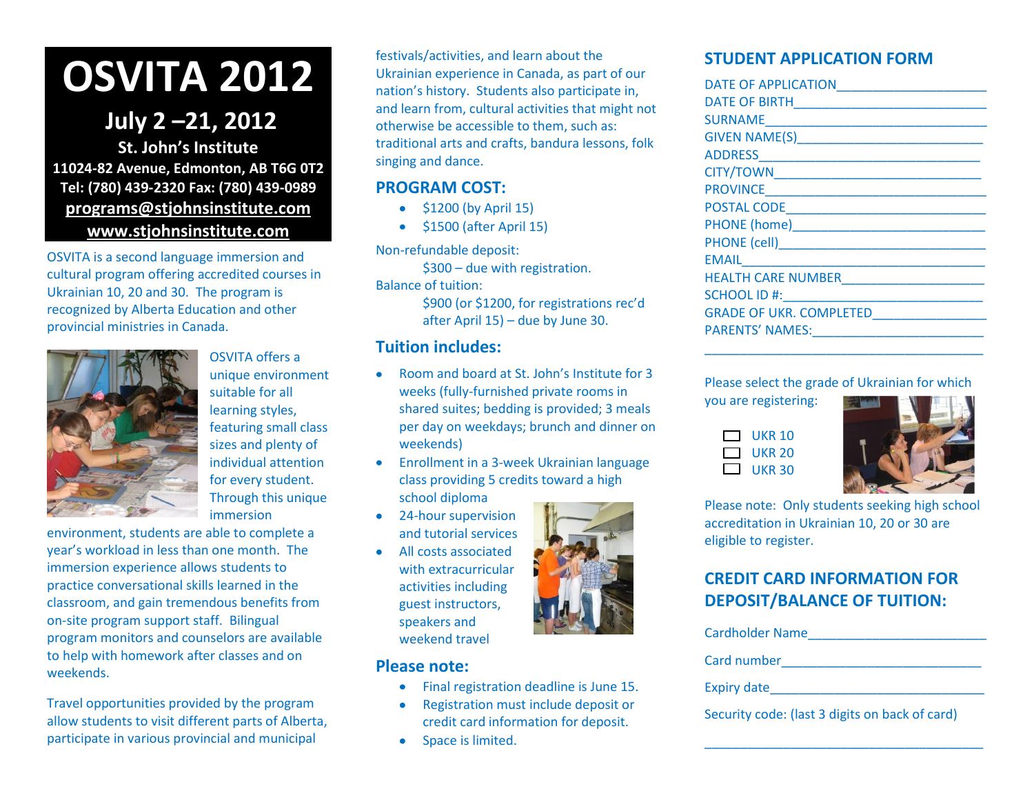# OSVITA 2012

## July 2 –21, 2012

**St. John's Institute**

**11024-82 Avenue, Edmonton, AB T6G 0T2**

**Tel: (780) 439-2320 Fax: (780) 439-0989**

**programs@stjohnsinstitute.com**

**www.stjohnsinstitute.com**

OSVITA is a second language immersion and cultural program offering accredited courses in Ukrainian 10, 20 and 30. The program is recognized by Alberta Education and other provincial ministries in Canada.

OSVITA offers a unique environment suitable for all learning styles, featuring small class sizes and plenty of individual attention for every student. Through this unique immersion environment, students are able to complete a year's workload in less than one month. The immersion experience allows students to practice conversational skills learned in the classroom, and gain tremendous benefits from on-site program support staff. Bilingual program monitors and counselors are available to help with homework after classes and on weekends.

Travel opportunities provided by the program allow students to visit different parts of Alberta, participate in various provincial and municipal festivals/activities, and learn about the Ukrainian experience in Canada, as part of our nation's history. Students also participate in, and learn from, cultural activities that might not otherwise be accessible to them, such as: traditional arts and crafts, bandura lessons, folk singing and dance.

## PROGRAM COST:

- $1200 (by April 15)
- $1500 (after April 15)

Non-refundable deposit:

$300 – due with registration.

Balance of tuition:

$900 (or $1200, for registrations rec'd after April 15) – due by June 30.

## Tuition includes:

- Room and board at St. John's Institute for 3 weeks (fully-furnished private rooms in shared suites; bedding is provided; 3 meals per day on weekdays; brunch and dinner on weekends)
- Enrollment in a 3-week Ukrainian language class providing 5 credits toward a high school diploma
- 24-hour supervision and tutorial services
- All costs associated with extracurricular activities including guest instructors, speakers and weekend travel

## Please note:

- Final registration deadline is June 15.
- Registration must include deposit or credit card information for deposit.
- Space is limited.

## STUDENT APPLICATION FORM

DATE OF APPLICATION____________________

DATE OF BIRTH__________________________

SURNAME_______________________________

GIVEN NAME(S)__________________________

ADDRESS_______________________________

CITY/TOWN_____________________________

PROVINCE______________________________

POSTAL CODE___________________________

PHONE (home)___________________________

PHONE (cell)____________________________

EMAIL_________________________________

HEALTH CARE NUMBER___________________

SCHOOL ID #:____________________________

GRADE OF UKR. COMPLETED_______________

PARENTS' NAMES:________________________

______________________________________

Please select the grade of Ukrainian for which you are registering:

- ☐ UKR 10
- ☐ UKR 20
- ☐ UKR 30

Please note: Only students seeking high school accreditation in Ukrainian 10, 20 or 30 are eligible to register.

## CREDIT CARD INFORMATION FOR DEPOSIT/BALANCE OF TUITION:

Cardholder Name________________________

Card number____________________________

Expiry date_____________________________

Security code: (last 3 digits on back of card)

______________________________________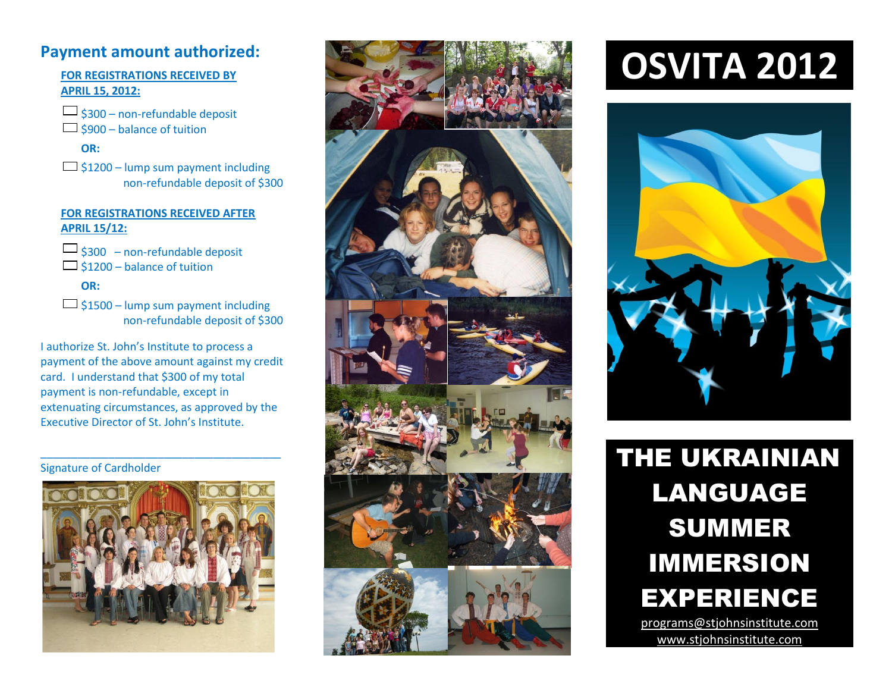## Payment amount authorized:

**FOR REGISTRATIONS RECEIVED BY APRIL 15, 2012:**

- ☐ $300 – non-refundable deposit
- ☐ $900 – balance of tuition

**OR:**

- ☐ $1200 – lump sum payment including non-refundable deposit of $300

**FOR REGISTRATIONS RECEIVED AFTER APRIL 15/12:**

- ☐ $300 – non-refundable deposit
- ☐ $1200 – balance of tuition

**OR:**

- ☐ $1500 – lump sum payment including non-refundable deposit of $300

I authorize St. John's Institute to process a payment of the above amount against my credit card. I understand that $300 of my total payment is non-refundable, except in extenuating circumstances, as approved by the Executive Director of St. John's Institute.

\_\_\_\_\_\_\_\_\_\_\_\_\_\_\_\_\_\_\_\_\_\_\_\_\_\_\_\_\_\_\_\_\_\_\_\_

Signature of Cardholder

# OSVITA 2012

# THE UKRAINIAN LANGUAGE SUMMER IMMERSION EXPERIENCE

programs@stjohnsinstitute.com

www.stjohnsinstitute.com